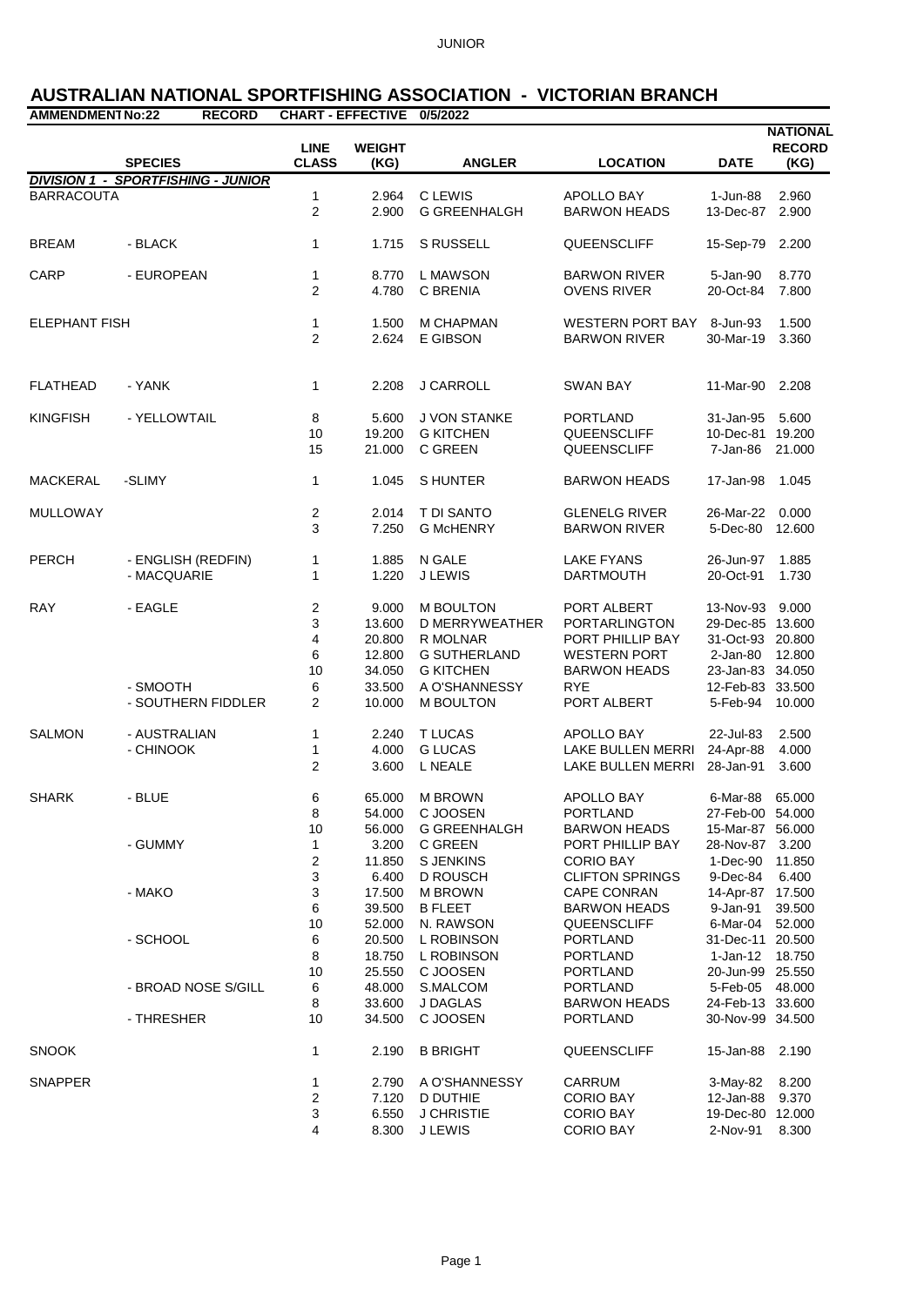JUNIOR

# AUSTRALIAN NATIONAL SPORTFISHING ASSOCIATION - VICTORIAN BRANCH

**AMMENDMENT No:22 RECORD CHART - EFFECTIVE 0/5/2022**

| | SPECIES | LINE CLASS | WEIGHT (KG) | ANGLER | LOCATION | DATE | NATIONAL RECORD (KG) |
|---|---|---|---|---|---|---|---|
| ***DIVISION 1 - SPORTFISHING - JUNIOR*** | | | | | | | |
| BARRACOUTA | | 1 | 2.964 | C LEWIS | APOLLO BAY | 1-Jun-88 | 2.960 |
| | | 2 | 2.900 | G GREENHALGH | BARWON HEADS | 13-Dec-87 | 2.900 |
| BREAM | - BLACK | 1 | 1.715 | S RUSSELL | QUEENSCLIFF | 15-Sep-79 | 2.200 |
| CARP | - EUROPEAN | 1 | 8.770 | L MAWSON | BARWON RIVER | 5-Jan-90 | 8.770 |
| | | 2 | 4.780 | C BRENIA | OVENS RIVER | 20-Oct-84 | 7.800 |
| ELEPHANT FISH | | 1 | 1.500 | M CHAPMAN | WESTERN PORT BAY | 8-Jun-93 | 1.500 |
| | | 2 | 2.624 | E GIBSON | BARWON RIVER | 30-Mar-19 | 3.360 |
| FLATHEAD | - YANK | 1 | 2.208 | J CARROLL | SWAN BAY | 11-Mar-90 | 2.208 |
| KINGFISH | - YELLOWTAIL | 8 | 5.600 | J VON STANKE | PORTLAND | 31-Jan-95 | 5.600 |
| | | 10 | 19.200 | G KITCHEN | QUEENSCLIFF | 10-Dec-81 | 19.200 |
| | | 15 | 21.000 | C GREEN | QUEENSCLIFF | 7-Jan-86 | 21.000 |
| MACKERAL | -SLIMY | 1 | 1.045 | S HUNTER | BARWON HEADS | 17-Jan-98 | 1.045 |
| MULLOWAY | | 2 | 2.014 | T DI SANTO | GLENELG RIVER | 26-Mar-22 | 0.000 |
| | | 3 | 7.250 | G McHENRY | BARWON RIVER | 5-Dec-80 | 12.600 |
| PERCH | - ENGLISH (REDFIN) | 1 | 1.885 | N GALE | LAKE FYANS | 26-Jun-97 | 1.885 |
| | - MACQUARIE | 1 | 1.220 | J LEWIS | DARTMOUTH | 20-Oct-91 | 1.730 |
| RAY | - EAGLE | 2 | 9.000 | M BOULTON | PORT ALBERT | 13-Nov-93 | 9.000 |
| | | 3 | 13.600 | D MERRYWEATHER | PORTARLINGTON | 29-Dec-85 | 13.600 |
| | | 4 | 20.800 | R MOLNAR | PORT PHILLIP BAY | 31-Oct-93 | 20.800 |
| | | 6 | 12.800 | G SUTHERLAND | WESTERN PORT | 2-Jan-80 | 12.800 |
| | | 10 | 34.050 | G KITCHEN | BARWON HEADS | 23-Jan-83 | 34.050 |
| | - SMOOTH | 6 | 33.500 | A O'SHANNESSY | RYE | 12-Feb-83 | 33.500 |
| | - SOUTHERN FIDDLER | 2 | 10.000 | M BOULTON | PORT ALBERT | 5-Feb-94 | 10.000 |
| SALMON | - AUSTRALIAN | 1 | 2.240 | T LUCAS | APOLLO BAY | 22-Jul-83 | 2.500 |
| | - CHINOOK | 1 | 4.000 | G LUCAS | LAKE BULLEN MERRI | 24-Apr-88 | 4.000 |
| | | 2 | 3.600 | L NEALE | LAKE BULLEN MERRI | 28-Jan-91 | 3.600 |
| SHARK | - BLUE | 6 | 65.000 | M BROWN | APOLLO BAY | 6-Mar-88 | 65.000 |
| | | 8 | 54.000 | C JOOSEN | PORTLAND | 27-Feb-00 | 54.000 |
| | | 10 | 56.000 | G GREENHALGH | BARWON HEADS | 15-Mar-87 | 56.000 |
| | - GUMMY | 1 | 3.200 | C GREEN | PORT PHILLIP BAY | 28-Nov-87 | 3.200 |
| | | 2 | 11.850 | S JENKINS | CORIO BAY | 1-Dec-90 | 11.850 |
| | | 3 | 6.400 | D ROUSCH | CLIFTON SPRINGS | 9-Dec-84 | 6.400 |
| | - MAKO | 3 | 17.500 | M BROWN | CAPE CONRAN | 14-Apr-87 | 17.500 |
| | | 6 | 39.500 | B FLEET | BARWON HEADS | 9-Jan-91 | 39.500 |
| | | 10 | 52.000 | N. RAWSON | QUEENSCLIFF | 6-Mar-04 | 52.000 |
| | - SCHOOL | 6 | 20.500 | L ROBINSON | PORTLAND | 31-Dec-11 | 20.500 |
| | | 8 | 18.750 | L ROBINSON | PORTLAND | 1-Jan-12 | 18.750 |
| | | 10 | 25.550 | C JOOSEN | PORTLAND | 20-Jun-99 | 25.550 |
| | - BROAD NOSE S/GILL | 6 | 48.000 | S.MALCOM | PORTLAND | 5-Feb-05 | 48.000 |
| | | 8 | 33.600 | J DAGLAS | BARWON HEADS | 24-Feb-13 | 33.600 |
| | - THRESHER | 10 | 34.500 | C JOOSEN | PORTLAND | 30-Nov-99 | 34.500 |
| SNOOK | | 1 | 2.190 | B BRIGHT | QUEENSCLIFF | 15-Jan-88 | 2.190 |
| SNAPPER | | 1 | 2.790 | A O'SHANNESSY | CARRUM | 3-May-82 | 8.200 |
| | | 2 | 7.120 | D DUTHIE | CORIO BAY | 12-Jan-88 | 9.370 |
| | | 3 | 6.550 | J CHRISTIE | CORIO BAY | 19-Dec-80 | 12.000 |
| | | 4 | 8.300 | J LEWIS | CORIO BAY | 2-Nov-91 | 8.300 |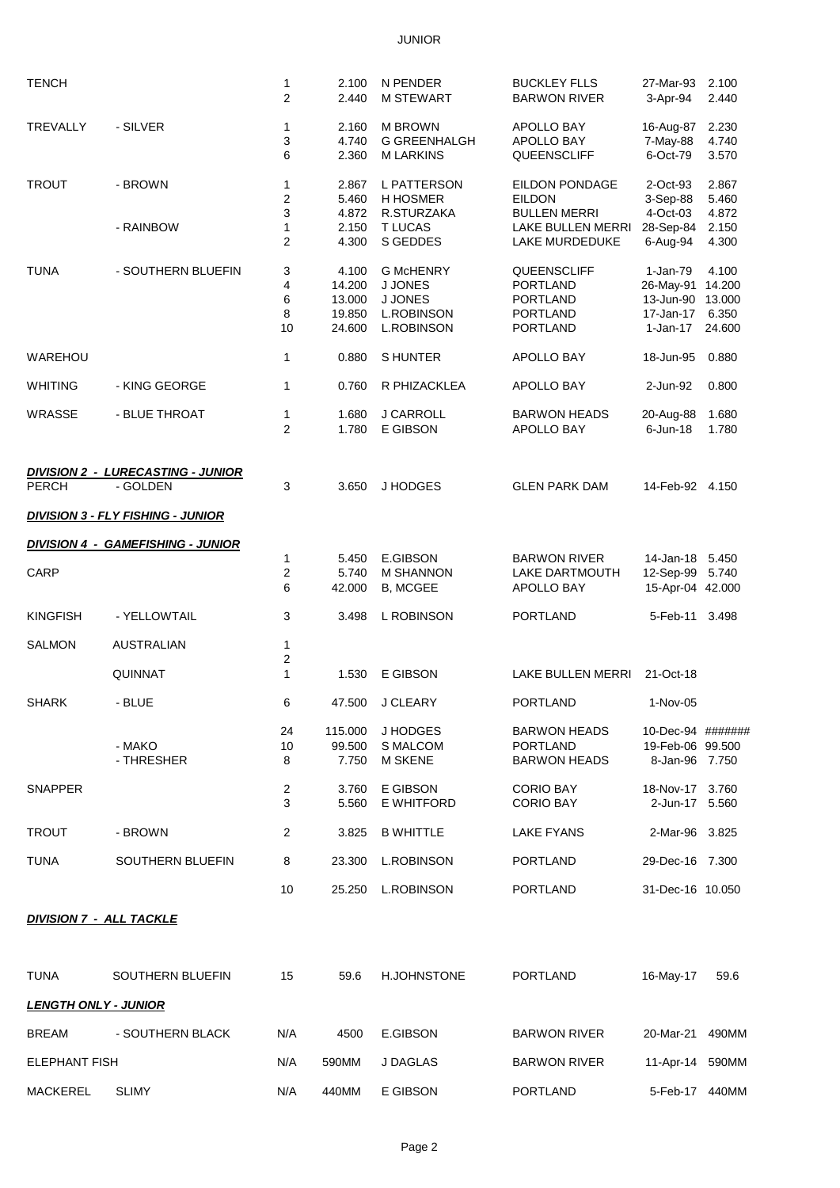# JUNIOR

| | | | | | | | |
|---|---|---|---|---|---|---|---|
| TENCH | | 1 | 2.100 | N PENDER | BUCKLEY FLLS | 27-Mar-93 | 2.100 |
| | | 2 | 2.440 | M STEWART | BARWON RIVER | 3-Apr-94 | 2.440 |
| TREVALLY | - SILVER | 1 | 2.160 | M BROWN | APOLLO BAY | 16-Aug-87 | 2.230 |
| | | 3 | 4.740 | G GREENHALGH | APOLLO BAY | 7-May-88 | 4.740 |
| | | 6 | 2.360 | M LARKINS | QUEENSCLIFF | 6-Oct-79 | 3.570 |
| TROUT | - BROWN | 1 | 2.867 | L PATTERSON | EILDON PONDAGE | 2-Oct-93 | 2.867 |
| | | 2 | 5.460 | H HOSMER | EILDON | 3-Sep-88 | 5.460 |
| | | 3 | 4.872 | R.STURZAKA | BULLEN MERRI | 4-Oct-03 | 4.872 |
| | - RAINBOW | 1 | 2.150 | T LUCAS | LAKE BULLEN MERRI | 28-Sep-84 | 2.150 |
| | | 2 | 4.300 | S GEDDES | LAKE MURDEDUKE | 6-Aug-94 | 4.300 |
| TUNA | - SOUTHERN BLUEFIN | 3 | 4.100 | G McHENRY | QUEENSCLIFF | 1-Jan-79 | 4.100 |
| | | 4 | 14.200 | J JONES | PORTLAND | 26-May-91 | 14.200 |
| | | 6 | 13.000 | J JONES | PORTLAND | 13-Jun-90 | 13.000 |
| | | 8 | 19.850 | L.ROBINSON | PORTLAND | 17-Jan-17 | 6.350 |
| | | 10 | 24.600 | L.ROBINSON | PORTLAND | 1-Jan-17 | 24.600 |
| WAREHOU | | 1 | 0.880 | S HUNTER | APOLLO BAY | 18-Jun-95 | 0.880 |
| WHITING | - KING GEORGE | 1 | 0.760 | R PHIZACKLEA | APOLLO BAY | 2-Jun-92 | 0.800 |
| WRASSE | - BLUE THROAT | 1 | 1.680 | J CARROLL | BARWON HEADS | 20-Aug-88 | 1.680 |
| | | 2 | 1.780 | E GIBSON | APOLLO BAY | 6-Jun-18 | 1.780 |

***DIVISION 2 - LURECASTING - JUNIOR***

| | | | | | | | |
|---|---|---|---|---|---|---|---|
| PERCH | - GOLDEN | 3 | 3.650 | J HODGES | GLEN PARK DAM | 14-Feb-92 | 4.150 |

***DIVISION 3 - FLY FISHING - JUNIOR***

***DIVISION 4 - GAMEFISHING - JUNIOR***

| | | | | | | | |
|---|---|---|---|---|---|---|---|
| | | 1 | 5.450 | E.GIBSON | BARWON RIVER | 14-Jan-18 | 5.450 |
| CARP | | 2 | 5.740 | M SHANNON | LAKE DARTMOUTH | 12-Sep-99 | 5.740 |
| | | 6 | 42.000 | B, MCGEE | APOLLO BAY | 15-Apr-04 | 42.000 |
| KINGFISH | - YELLOWTAIL | 3 | 3.498 | L ROBINSON | PORTLAND | 5-Feb-11 | 3.498 |
| SALMON | AUSTRALIAN | 1 | | | | | |
| | | 2 | | | | | |
| | QUINNAT | 1 | 1.530 | E GIBSON | LAKE BULLEN MERRI | 21-Oct-18 | |
| SHARK | - BLUE | 6 | 47.500 | J CLEARY | PORTLAND | 1-Nov-05 | |
| | | 24 | 115.000 | J HODGES | BARWON HEADS | 10-Dec-94 | ####### |
| | - MAKO | 10 | 99.500 | S MALCOM | PORTLAND | 19-Feb-06 | 99.500 |
| | - THRESHER | 8 | 7.750 | M SKENE | BARWON HEADS | 8-Jan-96 | 7.750 |
| SNAPPER | | 2 | 3.760 | E GIBSON | CORIO BAY | 18-Nov-17 | 3.760 |
| | | 3 | 5.560 | E WHITFORD | CORIO BAY | 2-Jun-17 | 5.560 |
| TROUT | - BROWN | 2 | 3.825 | B WHITTLE | LAKE FYANS | 2-Mar-96 | 3.825 |
| TUNA | SOUTHERN BLUEFIN | 8 | 23.300 | L.ROBINSON | PORTLAND | 29-Dec-16 | 7.300 |
| | | 10 | 25.250 | L.ROBINSON | PORTLAND | 31-Dec-16 | 10.050 |

***DIVISION 7 - ALL TACKLE***

| | | | | | | | |
|---|---|---|---|---|---|---|---|
| TUNA | SOUTHERN BLUEFIN | 15 | 59.6 | H.JOHNSTONE | PORTLAND | 16-May-17 | 59.6 |

***LENGTH ONLY - JUNIOR***

| | | | | | | | |
|---|---|---|---|---|---|---|---|
| BREAM | - SOUTHERN BLACK | N/A | 4500 | E.GIBSON | BARWON RIVER | 20-Mar-21 | 490MM |
| ELEPHANT FISH | | N/A | 590MM | J DAGLAS | BARWON RIVER | 11-Apr-14 | 590MM |
| MACKEREL | SLIMY | N/A | 440MM | E GIBSON | PORTLAND | 5-Feb-17 | 440MM |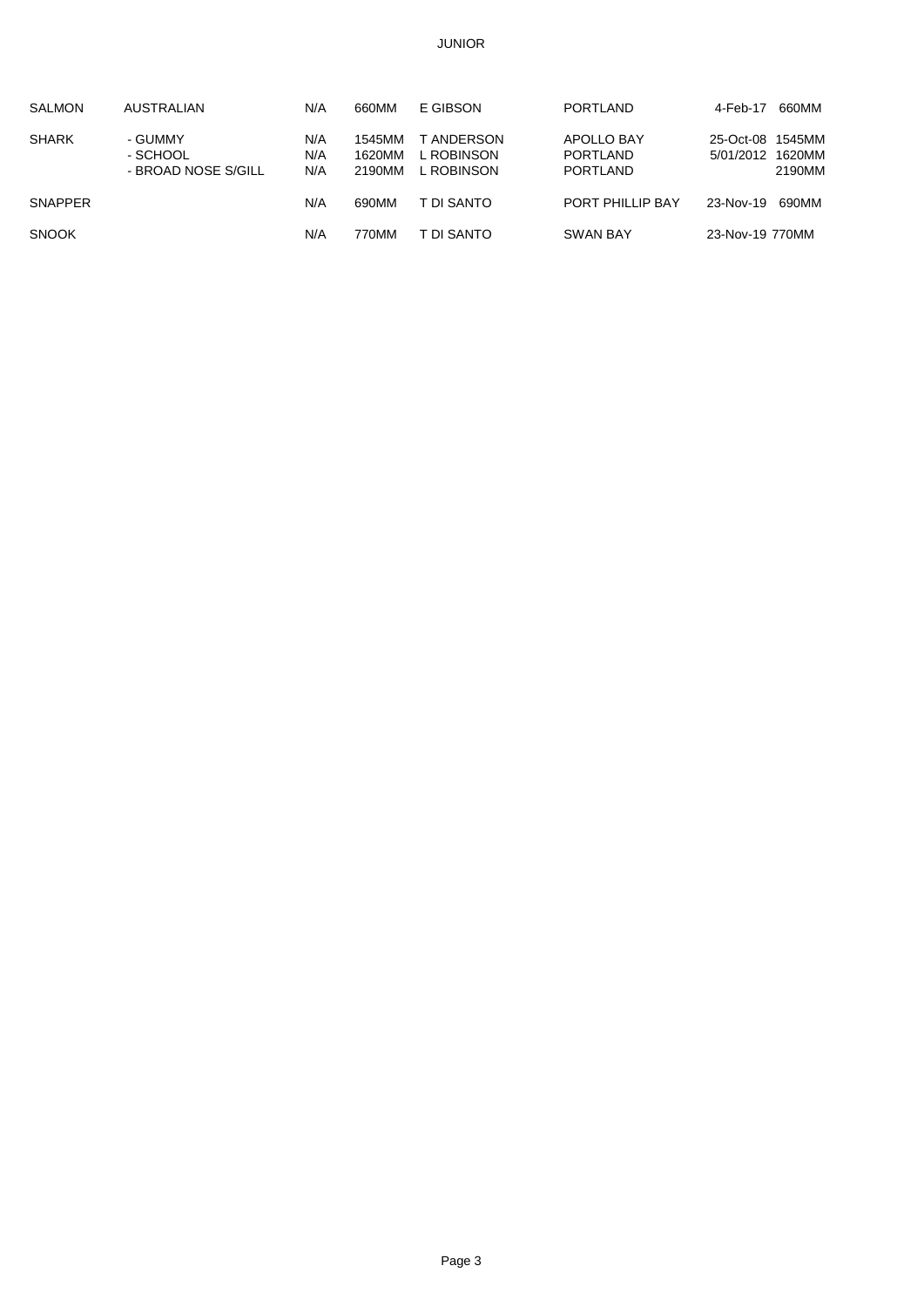JUNIOR

| | | | | | | | |
|---|---|---|---|---|---|---|---|
| SALMON | AUSTRALIAN | N/A | 660MM | E GIBSON | PORTLAND | 4-Feb-17 | 660MM |
| SHARK | - GUMMY | N/A | 1545MM | T ANDERSON | APOLLO BAY | 25-Oct-08 | 1545MM |
| | - SCHOOL | N/A | 1620MM | L ROBINSON | PORTLAND | 5/01/2012 | 1620MM |
| | - BROAD NOSE S/GILL | N/A | 2190MM | L ROBINSON | PORTLAND | | 2190MM |
| SNAPPER | | N/A | 690MM | T DI SANTO | PORT PHILLIP BAY | 23-Nov-19 | 690MM |
| SNOOK | | N/A | 770MM | T DI SANTO | SWAN BAY | 23-Nov-19 | 770MM |